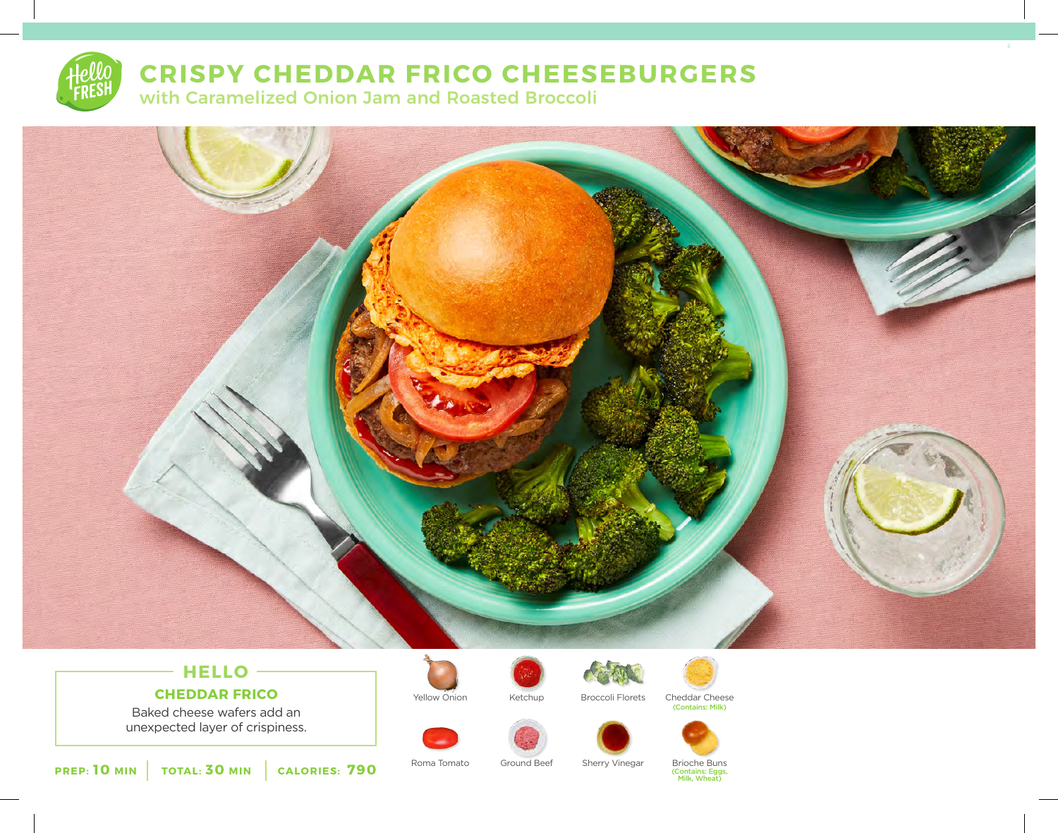# CRISPY CHEDDAR FRICO CHEESEBURGERS

## with Caramelized Onion Jam and Roasted Broccoli

### HELLO

**CHEDDAR FRICO**

Baked cheese wafers add an unexpected layer of crispiness.

**PREP:** 10 MIN | **TOTAL:** 30 MIN | **CALORIES:** 790

- Yellow Onion
- Ketchup
- Broccoli Florets
- Cheddar Cheese (Contains: Milk)
- Roma Tomato
- Ground Beef
- Sherry Vinegar
- Brioche Buns (Contains: Eggs, Milk, Wheat)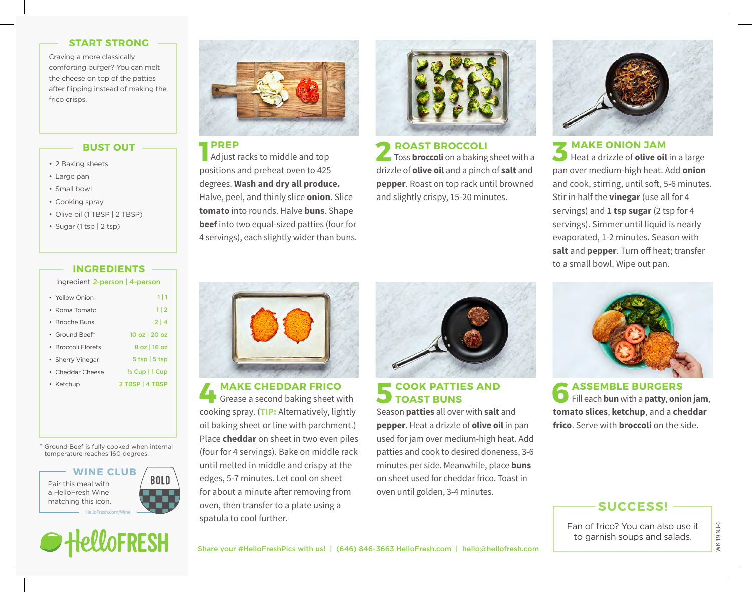## START STRONG

Craving a more classically comforting burger? You can melt the cheese on top of the patties after flipping instead of making the frico crisps.

## BUST OUT

- 2 Baking sheets
- Large pan
- Small bowl
- Cooking spray
- Olive oil (1 TBSP | 2 TBSP)
- Sugar (1 tsp | 2 tsp)

## INGREDIENTS

| Ingredient | 2-person \| 4-person |
|---|---|
| Yellow Onion | 1 \| 1 |
| Roma Tomato | 1 \| 2 |
| Brioche Buns | 2 \| 4 |
| Ground Beef* | 10 oz \| 20 oz |
| Broccoli Florets | 8 oz \| 16 oz |
| Sherry Vinegar | 5 tsp \| 5 tsp |
| Cheddar Cheese | ½ Cup \| 1 Cup |
| Ketchup | 2 TBSP \| 4 TBSP |

* Ground Beef is fully cooked when internal temperature reaches 160 degrees.

## WINE CLUB

Pair this meal with a HelloFresh Wine matching this icon.

BOLD

HelloFresh.com/Wine

HelloFRESH

## 1 PREP

Adjust racks to middle and top positions and preheat oven to 425 degrees. **Wash and dry all produce.** Halve, peel, and thinly slice **onion**. Slice **tomato** into rounds. Halve **buns**. Shape **beef** into two equal-sized patties (four for 4 servings), each slightly wider than buns.

## 2 ROAST BROCCOLI

Toss **broccoli** on a baking sheet with a drizzle of **olive oil** and a pinch of **salt** and **pepper**. Roast on top rack until browned and slightly crispy, 15-20 minutes.

## 3 MAKE ONION JAM

Heat a drizzle of **olive oil** in a large pan over medium-high heat. Add **onion** and cook, stirring, until soft, 5-6 minutes. Stir in half the **vinegar** (use all for 4 servings) and **1 tsp sugar** (2 tsp for 4 servings). Simmer until liquid is nearly evaporated, 1-2 minutes. Season with **salt** and **pepper**. Turn off heat; transfer to a small bowl. Wipe out pan.

## 4 MAKE CHEDDAR FRICO

Grease a second baking sheet with cooking spray. (**TIP:** Alternatively, lightly oil baking sheet or line with parchment.) Place **cheddar** on sheet in two even piles (four for 4 servings). Bake on middle rack until melted in middle and crispy at the edges, 5-7 minutes. Let cool on sheet for about a minute after removing from oven, then transfer to a plate using a spatula to cool further.

## 5 COOK PATTIES AND TOAST BUNS

Season **patties** all over with **salt** and **pepper**. Heat a drizzle of **olive oil** in pan used for jam over medium-high heat. Add patties and cook to desired doneness, 3-6 minutes per side. Meanwhile, place **buns** on sheet used for cheddar frico. Toast in oven until golden, 3-4 minutes.

## 6 ASSEMBLE BURGERS

Fill each **bun** with a **patty**, **onion jam**, **tomato slices**, **ketchup**, and a **cheddar frico**. Serve with **broccoli** on the side.

## SUCCESS!

Fan of frico? You can also use it to garnish soups and salads.

Share your #HelloFreshPics with us! | (646) 846-3663 HelloFresh.com | hello@hellofresh.com

WK 19 NJ-6